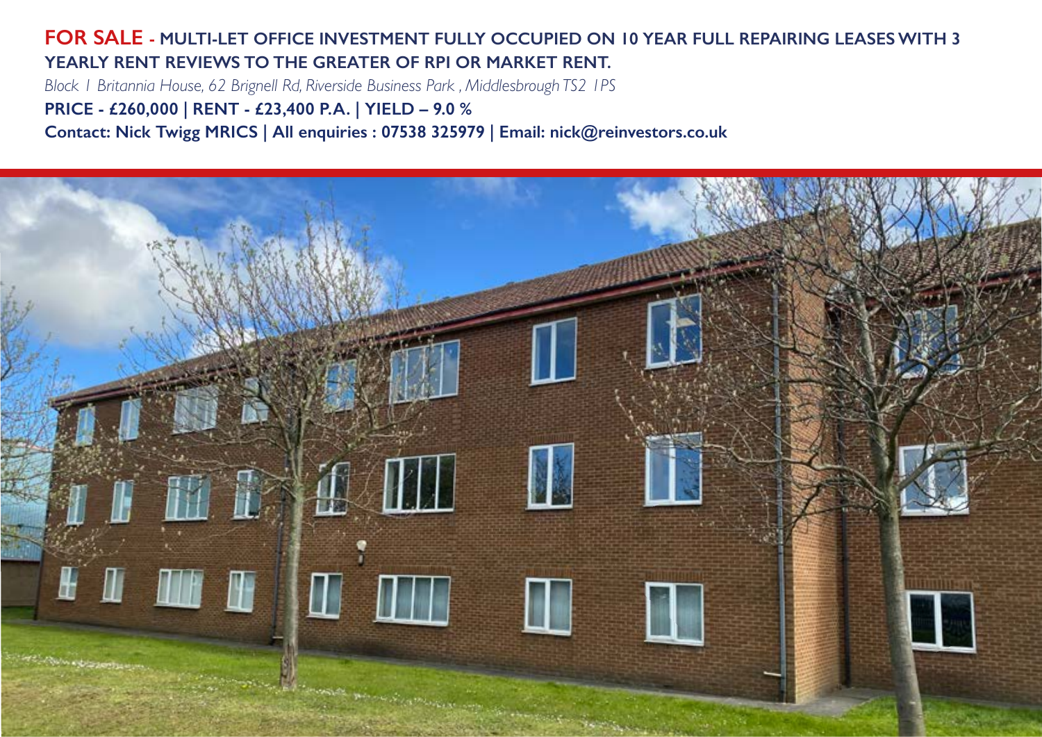**FOR SALE - MULTI-LET OFFICE INVESTMENT FULLY OCCUPIED ON 10 YEAR FULL REPAIRING LEASES WITH 3 YEARLY RENT REVIEWS TO THE GREATER OF RPI OR MARKET RENT.**

*Block 1 Britannia House, 62 Brignell Rd, Riverside Business Park , Middlesbrough TS2 1PS*

**PRICE - £260,000 | RENT - £23,400 P.A. | YIELD – 9.0 %**

**Contact: Nick Twigg MRICS | All enquiries : 07538 325979 | Email: nick@reinvestors.co.uk**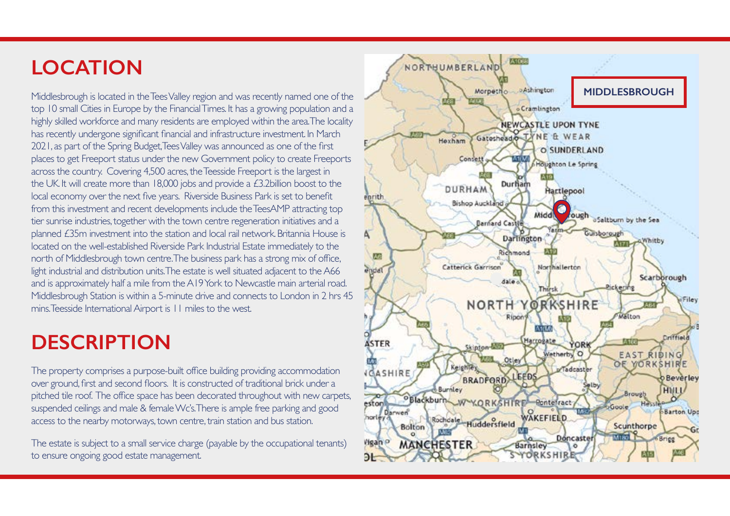## LOCATION

Middlesbrough is located in the Tees Valley region and was recently named one of the top 10 small Cities in Europe by the Financial Times. It has a growing population and a highly skilled workforce and many residents are employed within the area. The locality has recently undergone significant financial and infrastructure investment. In March 2021, as part of the Spring Budget, Tees Valley was announced as one of the first places to get Freeport status under the new Government policy to create Freeports across the country. Covering 4,500 acres, the Teesside Freeport is the largest in the UK. It will create more than 18,000 jobs and provide a £3.2billion boost to the local economy over the next five years. Riverside Business Park is set to benefit from this investment and recent developments include the TeesAMP attracting top tier sunrise industries, together with the town centre regeneration initiatives and a planned £35m investment into the station and local rail network. Britannia House is located on the well-established Riverside Park Industrial Estate immediately to the north of Middlesbrough town centre. The business park has a strong mix of office, light industrial and distribution units. The estate is well situated adjacent to the A66 and is approximately half a mile from the A19 York to Newcastle main arterial road. Middlesbrough Station is within a 5-minute drive and connects to London in 2 hrs 45 mins. Teesside International Airport is 11 miles to the west.

## DESCRIPTION

The property comprises a purpose-built office building providing accommodation over ground, first and second floors. It is constructed of traditional brick under a pitched tile roof. The office space has been decorated throughout with new carpets, suspended ceilings and male & female Wc's. There is ample free parking and good access to the nearby motorways, town centre, train station and bus station.

The estate is subject to a small service charge (payable by the occupational tenants) to ensure ongoing good estate management.

**MIDDLESBROUGH**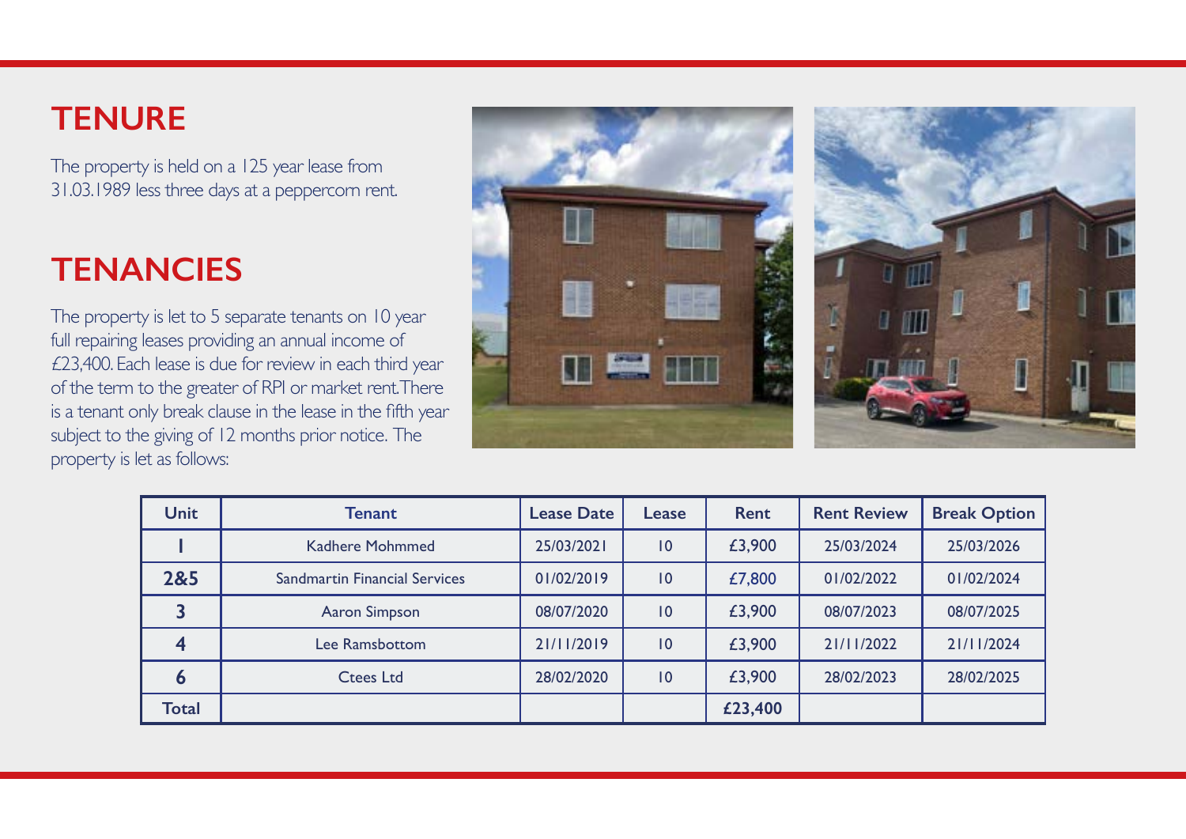## TENURE

The property is held on a 125 year lease from 31.03.1989 less three days at a peppercorn rent.

## TENANCIES

The property is let to 5 separate tenants on 10 year full repairing leases providing an annual income of £23,400. Each lease is due for review in each third year of the term to the greater of RPI or market rent. There is a tenant only break clause in the lease in the fifth year subject to the giving of 12 months prior notice. The property is let as follows:

| Unit | Tenant | Lease Date | Lease | Rent | Rent Review | Break Option |
|---|---|---|---|---|---|---|
| 1 | Kadhere Mohmmed | 25/03/2021 | 10 | £3,900 | 25/03/2024 | 25/03/2026 |
| 2&5 | Sandmartin Financial Services | 01/02/2019 | 10 | £7,800 | 01/02/2022 | 01/02/2024 |
| 3 | Aaron Simpson | 08/07/2020 | 10 | £3,900 | 08/07/2023 | 08/07/2025 |
| 4 | Lee Ramsbottom | 21/11/2019 | 10 | £3,900 | 21/11/2022 | 21/11/2024 |
| 6 | Ctees Ltd | 28/02/2020 | 10 | £3,900 | 28/02/2023 | 28/02/2025 |
| Total | | | | £23,400 | | |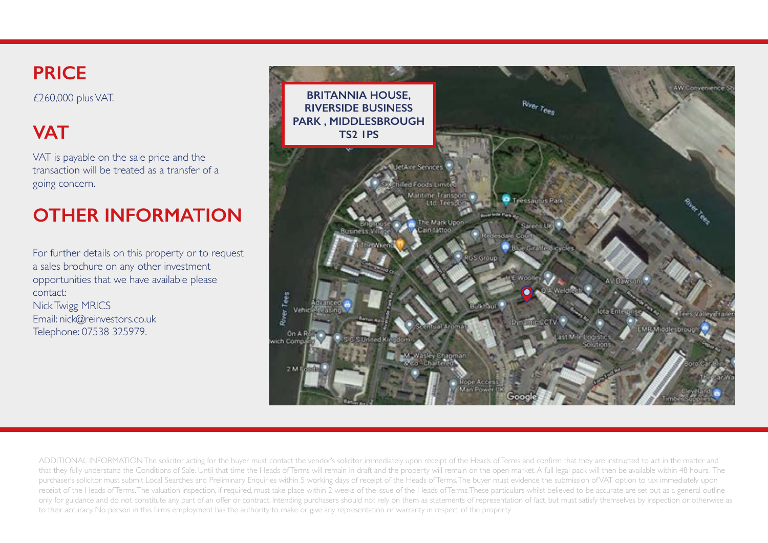## PRICE

£260,000 plus VAT.

## VAT

VAT is payable on the sale price and the transaction will be treated as a transfer of a going concern.

## OTHER INFORMATION

For further details on this property or to request a sales brochure on any other investment opportunities that we have available please contact:
Nick Twigg MRICS
Email: nick@reinvestors.co.uk
Telephone: 07538 325979.

**BRITANNIA HOUSE, RIVERSIDE BUSINESS PARK , MIDDLESBROUGH TS2 1PS**

ADDITIONAL INFORMATION The solicitor acting for the buyer must contact the vendor's solicitor immediately upon receipt of the Heads of Terms and confirm that they are instructed to act in the matter and that they fully understand the Conditions of Sale. Until that time the Heads of Terms will remain in draft and the property will remain on the open market. A full legal pack will then be available within 48 hours. The purchaser's solicitor must submit Local Searches and Preliminary Enquiries within 5 working days of receipt of the Heads of Terms. The buyer must evidence the submission of VAT option to tax immediately upon receipt of the Heads of Terms. The valuation inspection, if required, must take place within 2 weeks of the issue of the Heads of Terms. These particulars whilst believed to be accurate are set out as a general outline only for guidance and do not constitute any part of an offer or contract. Intending purchasers should not rely on them as statements of representation of fact, but must satisfy themselves by inspection or otherwise as to their accuracy. No person in this firms employment has the authority to make or give any representation or warranty in respect of the property